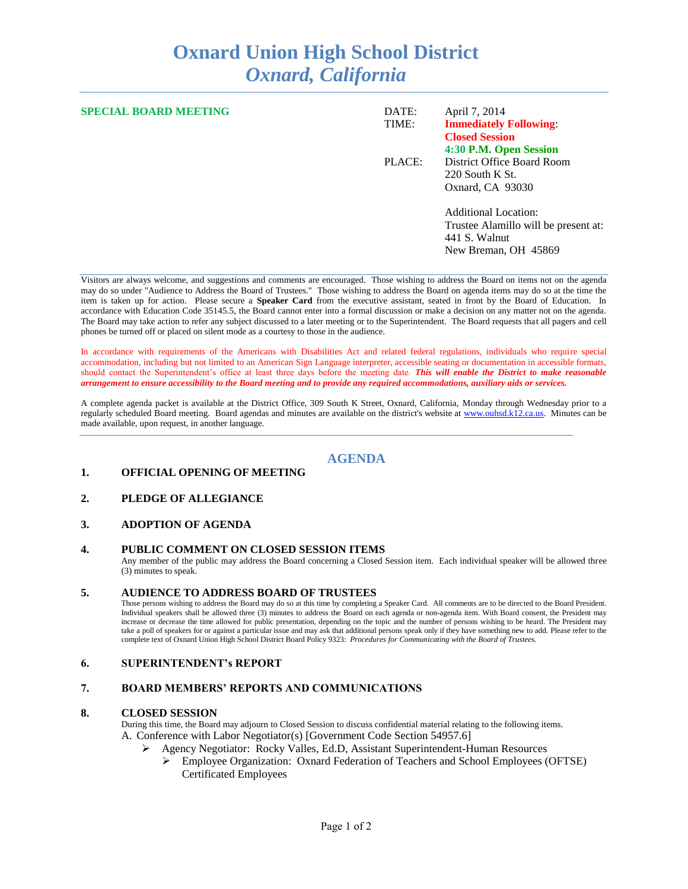# Oxnard Union High School District
## *Oxnard, California*

**SPECIAL BOARD MEETING**

DATE: April 7, 2014

TIME: **Immediately Following: Closed Session**
**4:30 P.M. Open Session**

PLACE: District Office Board Room
220 South K St.
Oxnard, CA 93030

Additional Location:
Trustee Alamillo will be present at:
441 S. Walnut
New Breman, OH 45869

Visitors are always welcome, and suggestions and comments are encouraged. Those wishing to address the Board on items not on the agenda may do so under "Audience to Address the Board of Trustees." Those wishing to address the Board on agenda items may do so at the time the item is taken up for action. Please secure a **Speaker Card** from the executive assistant, seated in front by the Board of Education. In accordance with Education Code 35145.5, the Board cannot enter into a formal discussion or make a decision on any matter not on the agenda. The Board may take action to refer any subject discussed to a later meeting or to the Superintendent. The Board requests that all pagers and cell phones be turned off or placed on silent mode as a courtesy to those in the audience.

In accordance with requirements of the Americans with Disabilities Act and related federal regulations, individuals who require special accommodation, including but not limited to an American Sign Language interpreter, accessible seating or documentation in accessible formats, should contact the Superintendent's office at least three days before the meeting date. ***This will enable the District to make reasonable arrangement to ensure accessibility to the Board meeting and to provide any required accommodations, auxiliary aids or services.***

A complete agenda packet is available at the District Office, 309 South K Street, Oxnard, California, Monday through Wednesday prior to a regularly scheduled Board meeting. Board agendas and minutes are available on the district's website at www.ouhsd.k12.ca.us. Minutes can be made available, upon request, in another language.

## AGENDA

### 1. OFFICIAL OPENING OF MEETING

### 2. PLEDGE OF ALLEGIANCE

### 3. ADOPTION OF AGENDA

### 4. PUBLIC COMMENT ON CLOSED SESSION ITEMS

Any member of the public may address the Board concerning a Closed Session item. Each individual speaker will be allowed three (3) minutes to speak.

### 5. AUDIENCE TO ADDRESS BOARD OF TRUSTEES

Those persons wishing to address the Board may do so at this time by completing a Speaker Card. All comments are to be directed to the Board President. Individual speakers shall be allowed three (3) minutes to address the Board on each agenda or non-agenda item. With Board consent, the President may increase or decrease the time allowed for public presentation, depending on the topic and the number of persons wishing to be heard. The President may take a poll of speakers for or against a particular issue and may ask that additional persons speak only if they have something new to add. Please refer to the complete text of Oxnard Union High School District Board Policy 9323: *Procedures for Communicating with the Board of Trustees.*

### 6. SUPERINTENDENT's REPORT

### 7. BOARD MEMBERS' REPORTS AND COMMUNICATIONS

### 8. CLOSED SESSION

During this time, the Board may adjourn to Closed Session to discuss confidential material relating to the following items.

A. Conference with Labor Negotiator(s) [Government Code Section 54957.6]

- Agency Negotiator: Rocky Valles, Ed.D, Assistant Superintendent-Human Resources
  - Employee Organization: Oxnard Federation of Teachers and School Employees (OFTSE) Certificated Employees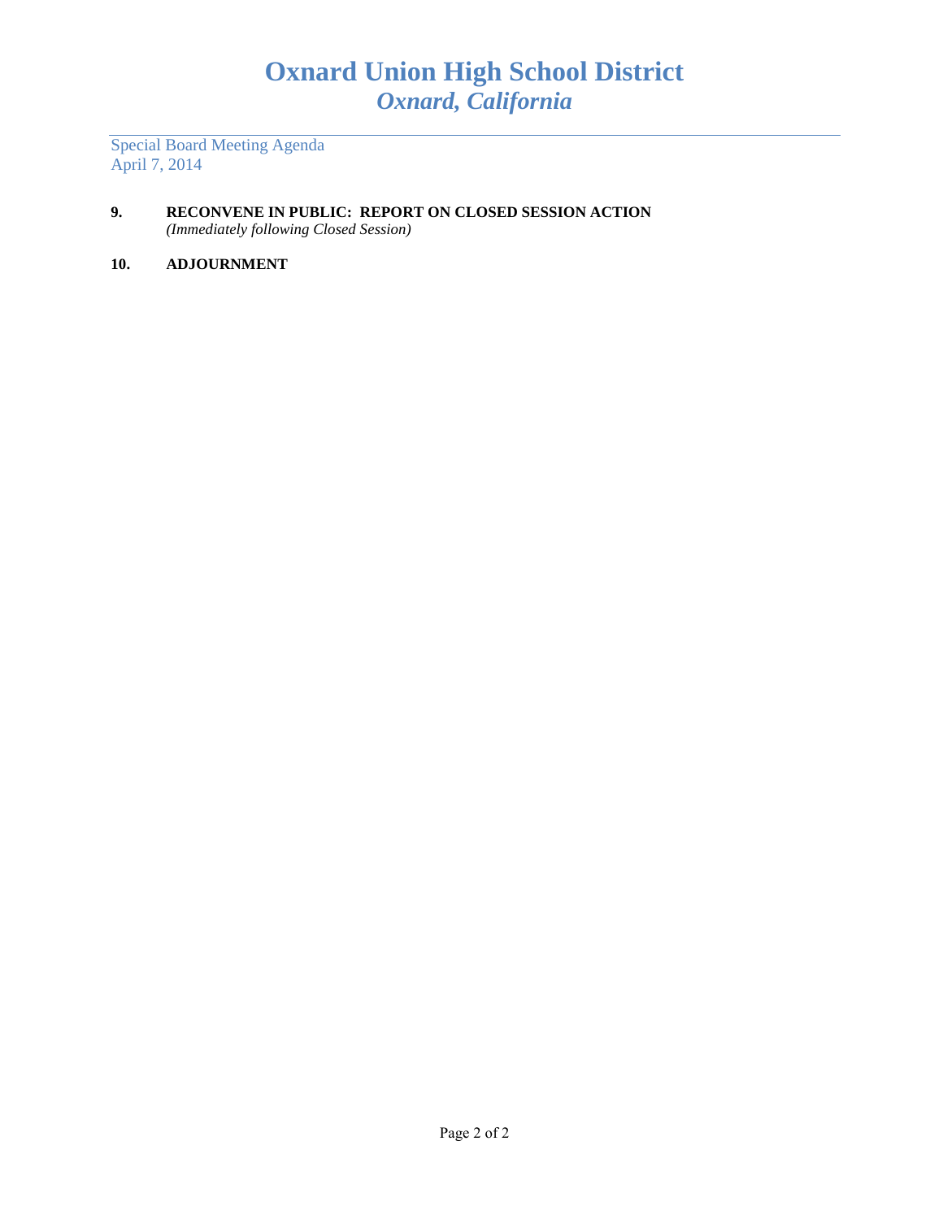**9. RECONVENE IN PUBLIC: REPORT ON CLOSED SESSION ACTION**
*(Immediately following Closed Session)*

**10. ADJOURNMENT**